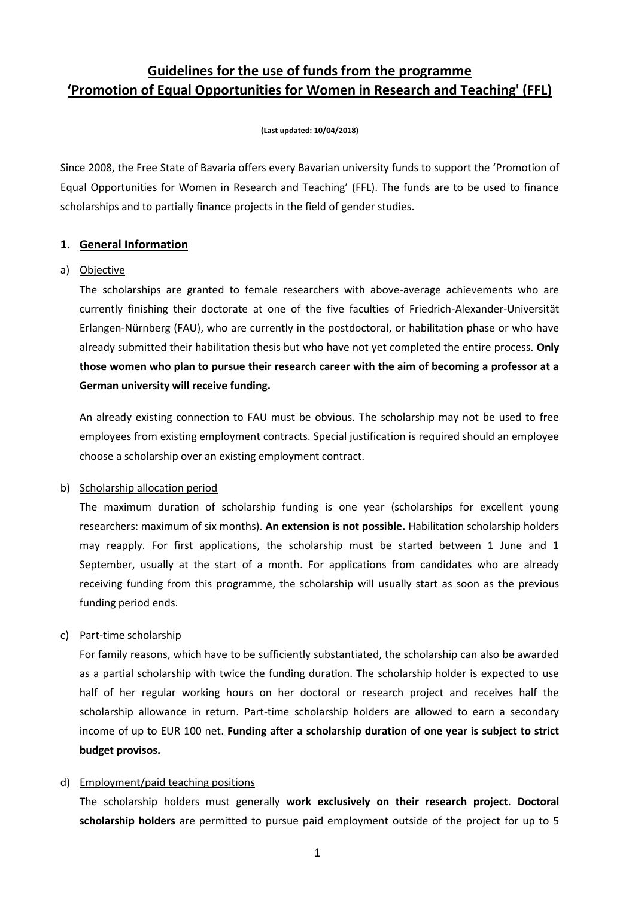# Guidelines for the use of funds from the programme 'Promotion of Equal Opportunities for Women in Research and Teaching' (FFL)

**(Last updated: 10/04/2018)**

Since 2008, the Free State of Bavaria offers every Bavarian university funds to support the 'Promotion of Equal Opportunities for Women in Research and Teaching' (FFL). The funds are to be used to finance scholarships and to partially finance projects in the field of gender studies.

## 1. General Information

### a) Objective

The scholarships are granted to female researchers with above-average achievements who are currently finishing their doctorate at one of the five faculties of Friedrich-Alexander-Universität Erlangen-Nürnberg (FAU), who are currently in the postdoctoral, or habilitation phase or who have already submitted their habilitation thesis but who have not yet completed the entire process. **Only those women who plan to pursue their research career with the aim of becoming a professor at a German university will receive funding.**

An already existing connection to FAU must be obvious. The scholarship may not be used to free employees from existing employment contracts. Special justification is required should an employee choose a scholarship over an existing employment contract.

### b) Scholarship allocation period

The maximum duration of scholarship funding is one year (scholarships for excellent young researchers: maximum of six months). **An extension is not possible.** Habilitation scholarship holders may reapply. For first applications, the scholarship must be started between 1 June and 1 September, usually at the start of a month. For applications from candidates who are already receiving funding from this programme, the scholarship will usually start as soon as the previous funding period ends.

### c) Part-time scholarship

For family reasons, which have to be sufficiently substantiated, the scholarship can also be awarded as a partial scholarship with twice the funding duration. The scholarship holder is expected to use half of her regular working hours on her doctoral or research project and receives half the scholarship allowance in return. Part-time scholarship holders are allowed to earn a secondary income of up to EUR 100 net. **Funding after a scholarship duration of one year is subject to strict budget provisos.**

### d) Employment/paid teaching positions

The scholarship holders must generally **work exclusively on their research project**. **Doctoral scholarship holders** are permitted to pursue paid employment outside of the project for up to 5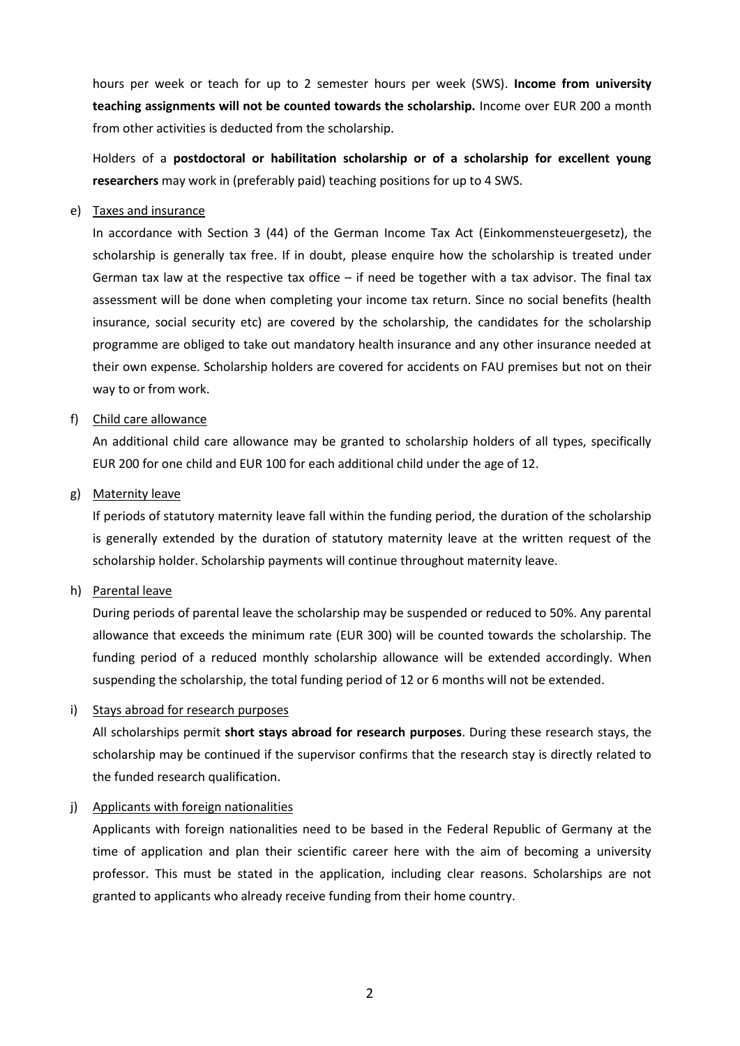hours per week or teach for up to 2 semester hours per week (SWS). **Income from university teaching assignments will not be counted towards the scholarship.** Income over EUR 200 a month from other activities is deducted from the scholarship.

Holders of a **postdoctoral or habilitation scholarship or of a scholarship for excellent young researchers** may work in (preferably paid) teaching positions for up to 4 SWS.

e) Taxes and insurance

In accordance with Section 3 (44) of the German Income Tax Act (Einkommensteuergesetz), the scholarship is generally tax free. If in doubt, please enquire how the scholarship is treated under German tax law at the respective tax office – if need be together with a tax advisor. The final tax assessment will be done when completing your income tax return. Since no social benefits (health insurance, social security etc) are covered by the scholarship, the candidates for the scholarship programme are obliged to take out mandatory health insurance and any other insurance needed at their own expense. Scholarship holders are covered for accidents on FAU premises but not on their way to or from work.

f) Child care allowance

An additional child care allowance may be granted to scholarship holders of all types, specifically EUR 200 for one child and EUR 100 for each additional child under the age of 12.

g) Maternity leave

If periods of statutory maternity leave fall within the funding period, the duration of the scholarship is generally extended by the duration of statutory maternity leave at the written request of the scholarship holder. Scholarship payments will continue throughout maternity leave.

h) Parental leave

During periods of parental leave the scholarship may be suspended or reduced to 50%. Any parental allowance that exceeds the minimum rate (EUR 300) will be counted towards the scholarship. The funding period of a reduced monthly scholarship allowance will be extended accordingly. When suspending the scholarship, the total funding period of 12 or 6 months will not be extended.

i) Stays abroad for research purposes

All scholarships permit **short stays abroad for research purposes**. During these research stays, the scholarship may be continued if the supervisor confirms that the research stay is directly related to the funded research qualification.

j) Applicants with foreign nationalities

Applicants with foreign nationalities need to be based in the Federal Republic of Germany at the time of application and plan their scientific career here with the aim of becoming a university professor. This must be stated in the application, including clear reasons. Scholarships are not granted to applicants who already receive funding from their home country.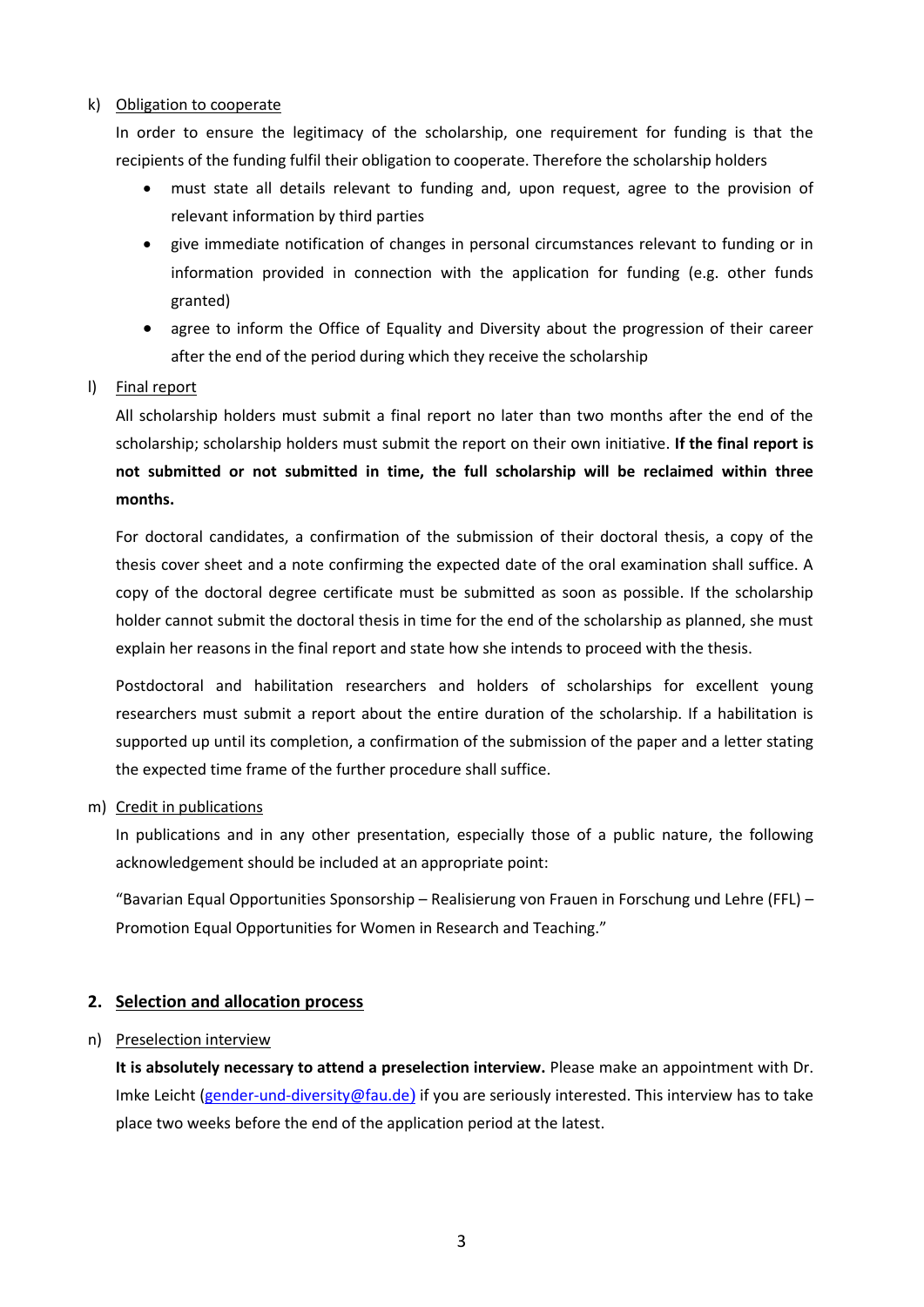k) <u>Obligation to cooperate</u>

In order to ensure the legitimacy of the scholarship, one requirement for funding is that the recipients of the funding fulfil their obligation to cooperate. Therefore the scholarship holders

- must state all details relevant to funding and, upon request, agree to the provision of relevant information by third parties
- give immediate notification of changes in personal circumstances relevant to funding or in information provided in connection with the application for funding (e.g. other funds granted)
- agree to inform the Office of Equality and Diversity about the progression of their career after the end of the period during which they receive the scholarship

l) <u>Final report</u>

All scholarship holders must submit a final report no later than two months after the end of the scholarship; scholarship holders must submit the report on their own initiative. **If the final report is not submitted or not submitted in time, the full scholarship will be reclaimed within three months.**

For doctoral candidates, a confirmation of the submission of their doctoral thesis, a copy of the thesis cover sheet and a note confirming the expected date of the oral examination shall suffice. A copy of the doctoral degree certificate must be submitted as soon as possible. If the scholarship holder cannot submit the doctoral thesis in time for the end of the scholarship as planned, she must explain her reasons in the final report and state how she intends to proceed with the thesis.

Postdoctoral and habilitation researchers and holders of scholarships for excellent young researchers must submit a report about the entire duration of the scholarship. If a habilitation is supported up until its completion, a confirmation of the submission of the paper and a letter stating the expected time frame of the further procedure shall suffice.

m) <u>Credit in publications</u>

In publications and in any other presentation, especially those of a public nature, the following acknowledgement should be included at an appropriate point:

"Bavarian Equal Opportunities Sponsorship – Realisierung von Frauen in Forschung und Lehre (FFL) – Promotion Equal Opportunities for Women in Research and Teaching."

## 2. Selection and allocation process

n) <u>Preselection interview</u>

**It is absolutely necessary to attend a preselection interview.** Please make an appointment with Dr. Imke Leicht (gender-und-diversity@fau.de) if you are seriously interested. This interview has to take place two weeks before the end of the application period at the latest.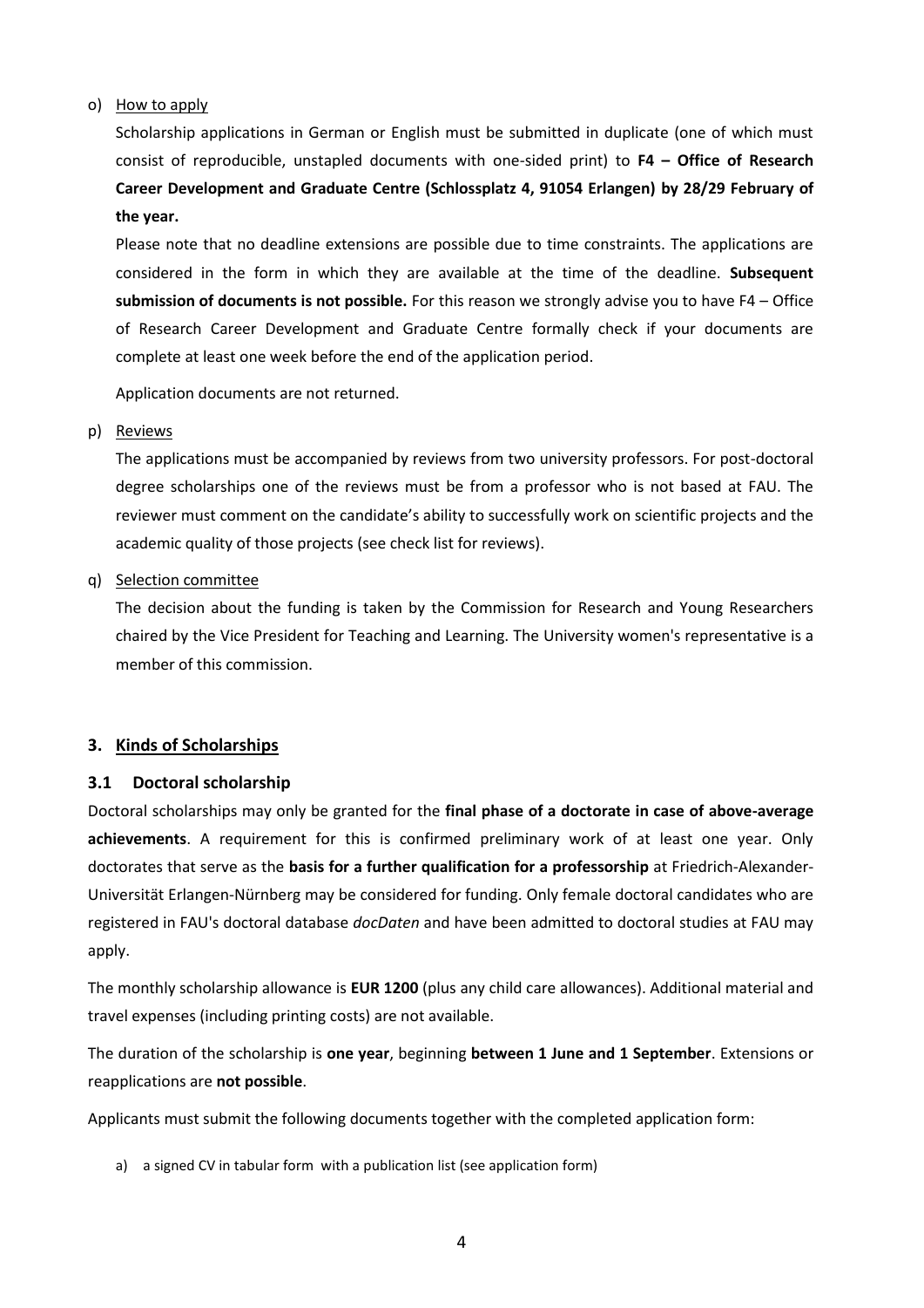o) How to apply

   Scholarship applications in German or English must be submitted in duplicate (one of which must consist of reproducible, unstapled documents with one-sided print) to **F4 – Office of Research Career Development and Graduate Centre (Schlossplatz 4, 91054 Erlangen) by 28/29 February of the year.**

   Please note that no deadline extensions are possible due to time constraints. The applications are considered in the form in which they are available at the time of the deadline. **Subsequent submission of documents is not possible.** For this reason we strongly advise you to have F4 – Office of Research Career Development and Graduate Centre formally check if your documents are complete at least one week before the end of the application period.

   Application documents are not returned.

p) Reviews

   The applications must be accompanied by reviews from two university professors. For post-doctoral degree scholarships one of the reviews must be from a professor who is not based at FAU. The reviewer must comment on the candidate's ability to successfully work on scientific projects and the academic quality of those projects (see check list for reviews).

q) Selection committee

   The decision about the funding is taken by the Commission for Research and Young Researchers chaired by the Vice President for Teaching and Learning. The University women's representative is a member of this commission.

## 3. Kinds of Scholarships

### 3.1 Doctoral scholarship

Doctoral scholarships may only be granted for the **final phase of a doctorate in case of above-average achievements**. A requirement for this is confirmed preliminary work of at least one year. Only doctorates that serve as the **basis for a further qualification for a professorship** at Friedrich-Alexander-Universität Erlangen-Nürnberg may be considered for funding. Only female doctoral candidates who are registered in FAU's doctoral database *docDaten* and have been admitted to doctoral studies at FAU may apply.

The monthly scholarship allowance is **EUR 1200** (plus any child care allowances). Additional material and travel expenses (including printing costs) are not available.

The duration of the scholarship is **one year**, beginning **between 1 June and 1 September**. Extensions or reapplications are **not possible**.

Applicants must submit the following documents together with the completed application form:

a) a signed CV in tabular form with a publication list (see application form)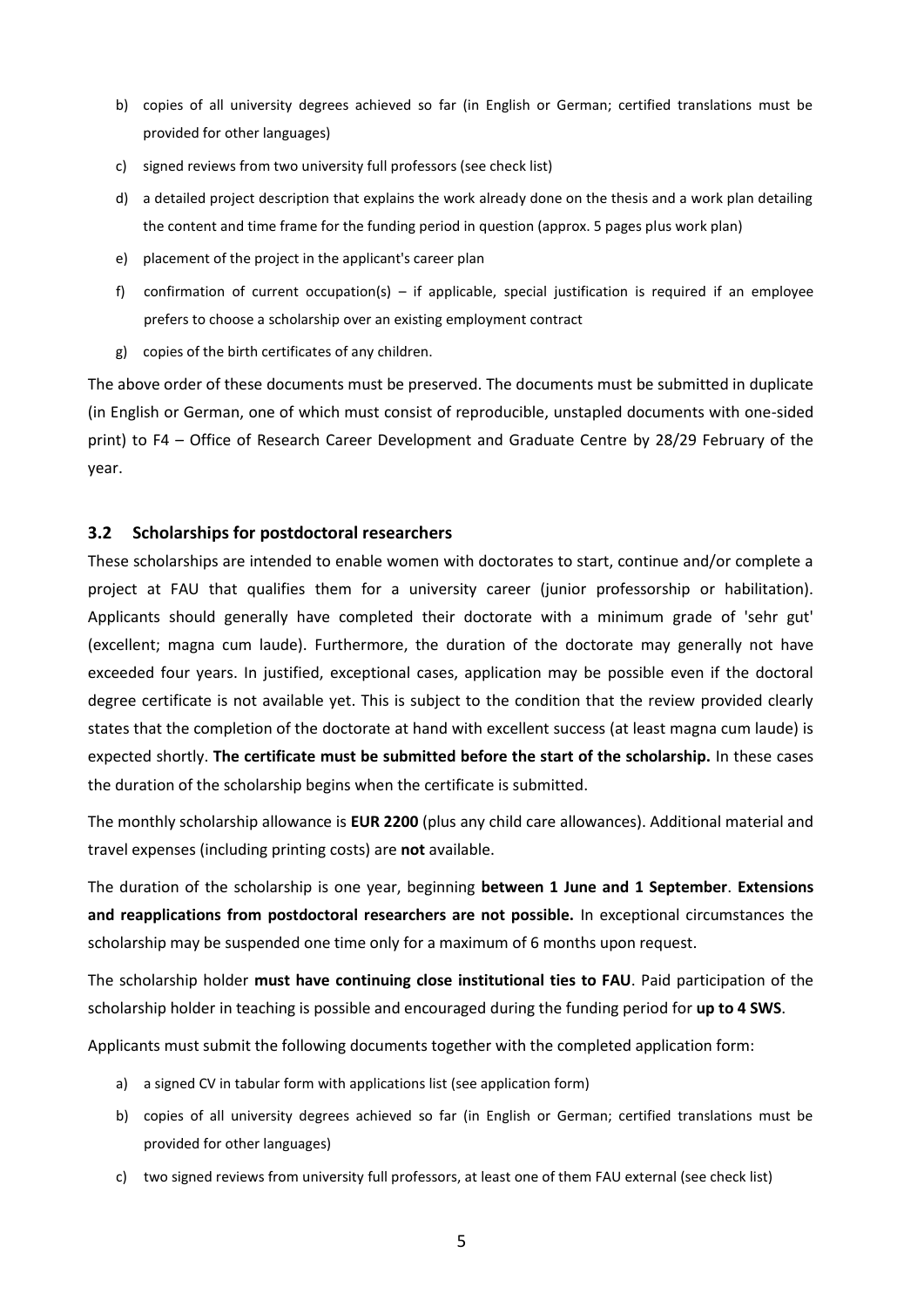b) copies of all university degrees achieved so far (in English or German; certified translations must be provided for other languages)
c) signed reviews from two university full professors (see check list)
d) a detailed project description that explains the work already done on the thesis and a work plan detailing the content and time frame for the funding period in question (approx. 5 pages plus work plan)
e) placement of the project in the applicant's career plan
f) confirmation of current occupation(s) – if applicable, special justification is required if an employee prefers to choose a scholarship over an existing employment contract
g) copies of the birth certificates of any children.

The above order of these documents must be preserved. The documents must be submitted in duplicate (in English or German, one of which must consist of reproducible, unstapled documents with one-sided print) to F4 – Office of Research Career Development and Graduate Centre by 28/29 February of the year.

### 3.2 Scholarships for postdoctoral researchers

These scholarships are intended to enable women with doctorates to start, continue and/or complete a project at FAU that qualifies them for a university career (junior professorship or habilitation). Applicants should generally have completed their doctorate with a minimum grade of 'sehr gut' (excellent; magna cum laude). Furthermore, the duration of the doctorate may generally not have exceeded four years. In justified, exceptional cases, application may be possible even if the doctoral degree certificate is not available yet. This is subject to the condition that the review provided clearly states that the completion of the doctorate at hand with excellent success (at least magna cum laude) is expected shortly. **The certificate must be submitted before the start of the scholarship.** In these cases the duration of the scholarship begins when the certificate is submitted.

The monthly scholarship allowance is **EUR 2200** (plus any child care allowances). Additional material and travel expenses (including printing costs) are **not** available.

The duration of the scholarship is one year, beginning **between 1 June and 1 September**. **Extensions and reapplications from postdoctoral researchers are not possible.** In exceptional circumstances the scholarship may be suspended one time only for a maximum of 6 months upon request.

The scholarship holder **must have continuing close institutional ties to FAU**. Paid participation of the scholarship holder in teaching is possible and encouraged during the funding period for **up to 4 SWS**.

Applicants must submit the following documents together with the completed application form:

a) a signed CV in tabular form with applications list (see application form)
b) copies of all university degrees achieved so far (in English or German; certified translations must be provided for other languages)
c) two signed reviews from university full professors, at least one of them FAU external (see check list)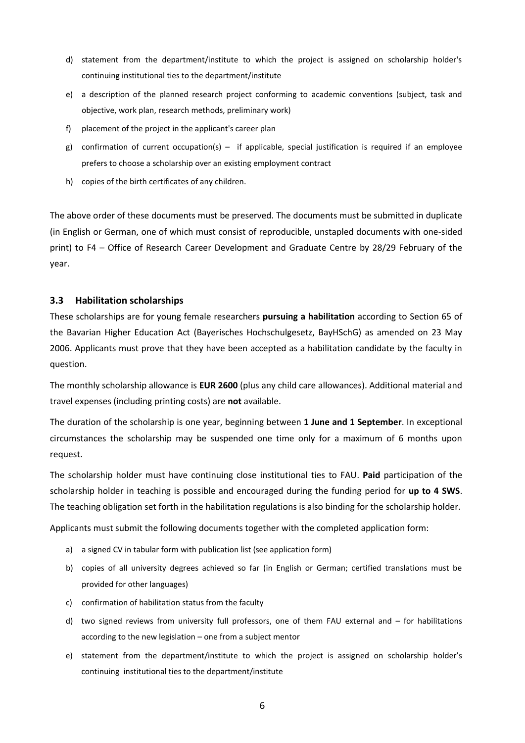d) statement from the department/institute to which the project is assigned on scholarship holder's continuing institutional ties to the department/institute
e) a description of the planned research project conforming to academic conventions (subject, task and objective, work plan, research methods, preliminary work)
f) placement of the project in the applicant's career plan
g) confirmation of current occupation(s) – if applicable, special justification is required if an employee prefers to choose a scholarship over an existing employment contract
h) copies of the birth certificates of any children.

The above order of these documents must be preserved. The documents must be submitted in duplicate (in English or German, one of which must consist of reproducible, unstapled documents with one-sided print) to F4 – Office of Research Career Development and Graduate Centre by 28/29 February of the year.

### 3.3 Habilitation scholarships

These scholarships are for young female researchers **pursuing a habilitation** according to Section 65 of the Bavarian Higher Education Act (Bayerisches Hochschulgesetz, BayHSchG) as amended on 23 May 2006. Applicants must prove that they have been accepted as a habilitation candidate by the faculty in question.

The monthly scholarship allowance is **EUR 2600** (plus any child care allowances). Additional material and travel expenses (including printing costs) are **not** available.

The duration of the scholarship is one year, beginning between **1 June and 1 September**. In exceptional circumstances the scholarship may be suspended one time only for a maximum of 6 months upon request.

The scholarship holder must have continuing close institutional ties to FAU. **Paid** participation of the scholarship holder in teaching is possible and encouraged during the funding period for **up to 4 SWS**. The teaching obligation set forth in the habilitation regulations is also binding for the scholarship holder.

Applicants must submit the following documents together with the completed application form:

a) a signed CV in tabular form with publication list (see application form)
b) copies of all university degrees achieved so far (in English or German; certified translations must be provided for other languages)
c) confirmation of habilitation status from the faculty
d) two signed reviews from university full professors, one of them FAU external and – for habilitations according to the new legislation – one from a subject mentor
e) statement from the department/institute to which the project is assigned on scholarship holder's continuing institutional ties to the department/institute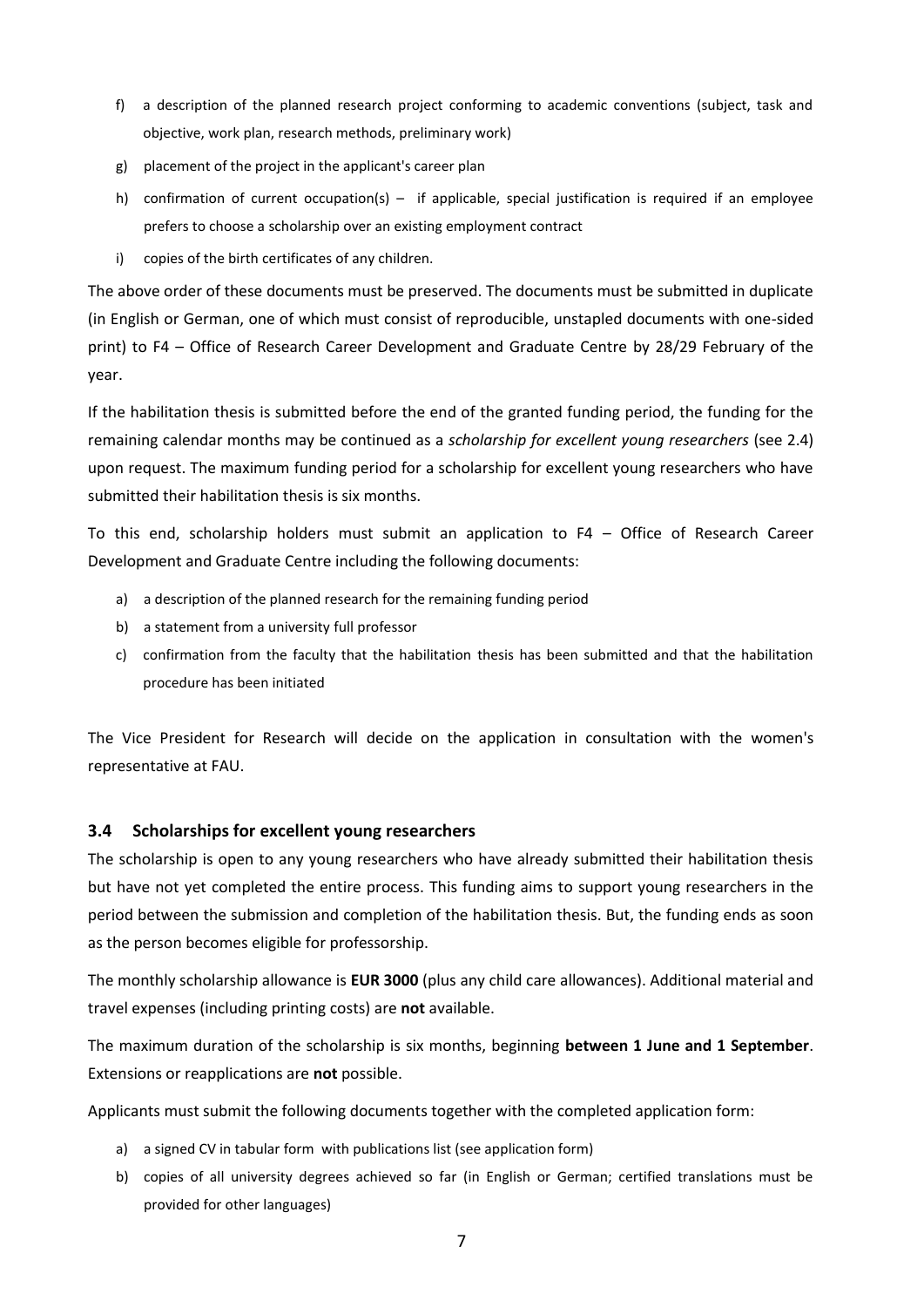f) a description of the planned research project conforming to academic conventions (subject, task and objective, work plan, research methods, preliminary work)
g) placement of the project in the applicant's career plan
h) confirmation of current occupation(s) – if applicable, special justification is required if an employee prefers to choose a scholarship over an existing employment contract
i) copies of the birth certificates of any children.

The above order of these documents must be preserved. The documents must be submitted in duplicate (in English or German, one of which must consist of reproducible, unstapled documents with one-sided print) to F4 – Office of Research Career Development and Graduate Centre by 28/29 February of the year.

If the habilitation thesis is submitted before the end of the granted funding period, the funding for the remaining calendar months may be continued as a *scholarship for excellent young researchers* (see 2.4) upon request. The maximum funding period for a scholarship for excellent young researchers who have submitted their habilitation thesis is six months.

To this end, scholarship holders must submit an application to F4 – Office of Research Career Development and Graduate Centre including the following documents:

a) a description of the planned research for the remaining funding period
b) a statement from a university full professor
c) confirmation from the faculty that the habilitation thesis has been submitted and that the habilitation procedure has been initiated

The Vice President for Research will decide on the application in consultation with the women's representative at FAU.

### 3.4 Scholarships for excellent young researchers

The scholarship is open to any young researchers who have already submitted their habilitation thesis but have not yet completed the entire process. This funding aims to support young researchers in the period between the submission and completion of the habilitation thesis. But, the funding ends as soon as the person becomes eligible for professorship.

The monthly scholarship allowance is **EUR 3000** (plus any child care allowances). Additional material and travel expenses (including printing costs) are **not** available.

The maximum duration of the scholarship is six months, beginning **between 1 June and 1 September**. Extensions or reapplications are **not** possible.

Applicants must submit the following documents together with the completed application form:

a) a signed CV in tabular form with publications list (see application form)
b) copies of all university degrees achieved so far (in English or German; certified translations must be provided for other languages)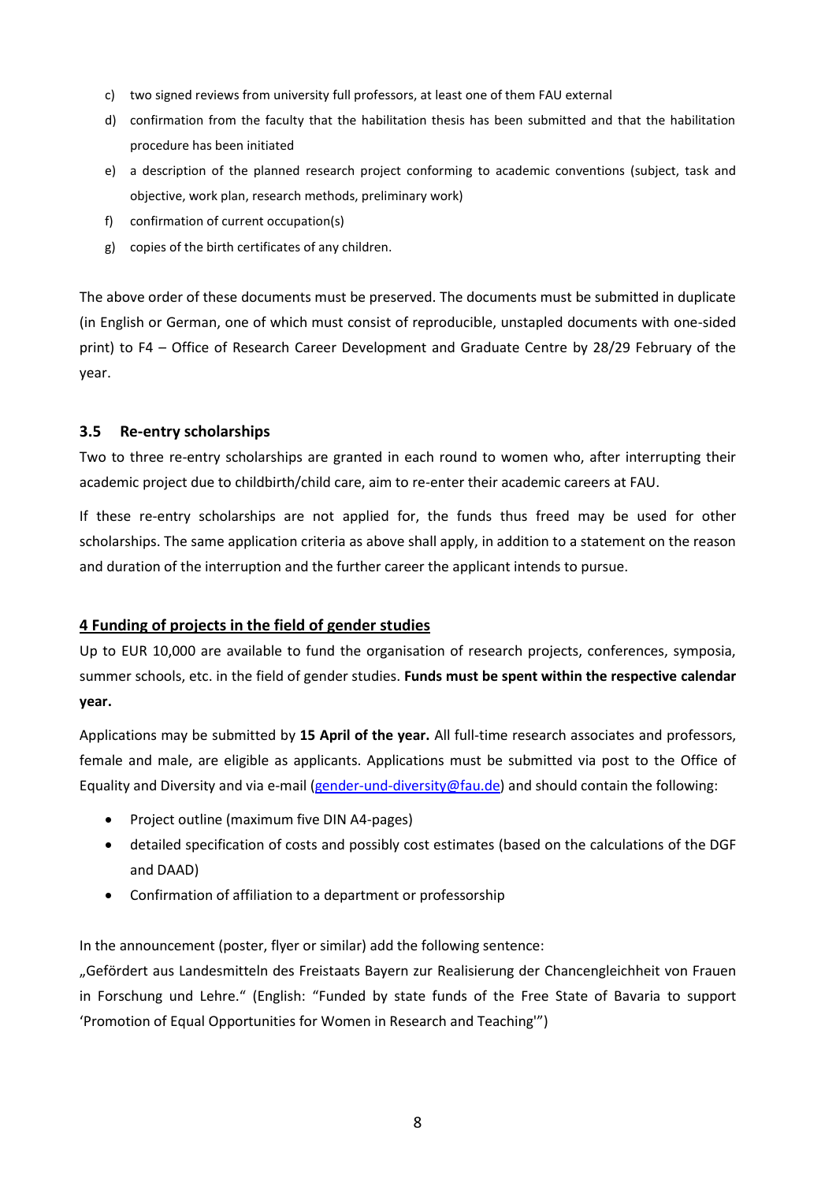c) two signed reviews from university full professors, at least one of them FAU external
d) confirmation from the faculty that the habilitation thesis has been submitted and that the habilitation procedure has been initiated
e) a description of the planned research project conforming to academic conventions (subject, task and objective, work plan, research methods, preliminary work)
f) confirmation of current occupation(s)
g) copies of the birth certificates of any children.

The above order of these documents must be preserved. The documents must be submitted in duplicate (in English or German, one of which must consist of reproducible, unstapled documents with one-sided print) to F4 – Office of Research Career Development and Graduate Centre by 28/29 February of the year.

### 3.5 Re-entry scholarships

Two to three re-entry scholarships are granted in each round to women who, after interrupting their academic project due to childbirth/child care, aim to re-enter their academic careers at FAU.

If these re-entry scholarships are not applied for, the funds thus freed may be used for other scholarships. The same application criteria as above shall apply, in addition to a statement on the reason and duration of the interruption and the further career the applicant intends to pursue.

## 4 Funding of projects in the field of gender studies

Up to EUR 10,000 are available to fund the organisation of research projects, conferences, symposia, summer schools, etc. in the field of gender studies. **Funds must be spent within the respective calendar year.**

Applications may be submitted by **15 April of the year.** All full-time research associates and professors, female and male, are eligible as applicants. Applications must be submitted via post to the Office of Equality and Diversity and via e-mail (gender-und-diversity@fau.de) and should contain the following:

- Project outline (maximum five DIN A4-pages)
- detailed specification of costs and possibly cost estimates (based on the calculations of the DGF and DAAD)
- Confirmation of affiliation to a department or professorship

In the announcement (poster, flyer or similar) add the following sentence:
„Gefördert aus Landesmitteln des Freistaats Bayern zur Realisierung der Chancengleichheit von Frauen in Forschung und Lehre.“ (English: “Funded by state funds of the Free State of Bavaria to support ‘Promotion of Equal Opportunities for Women in Research and Teaching'”)